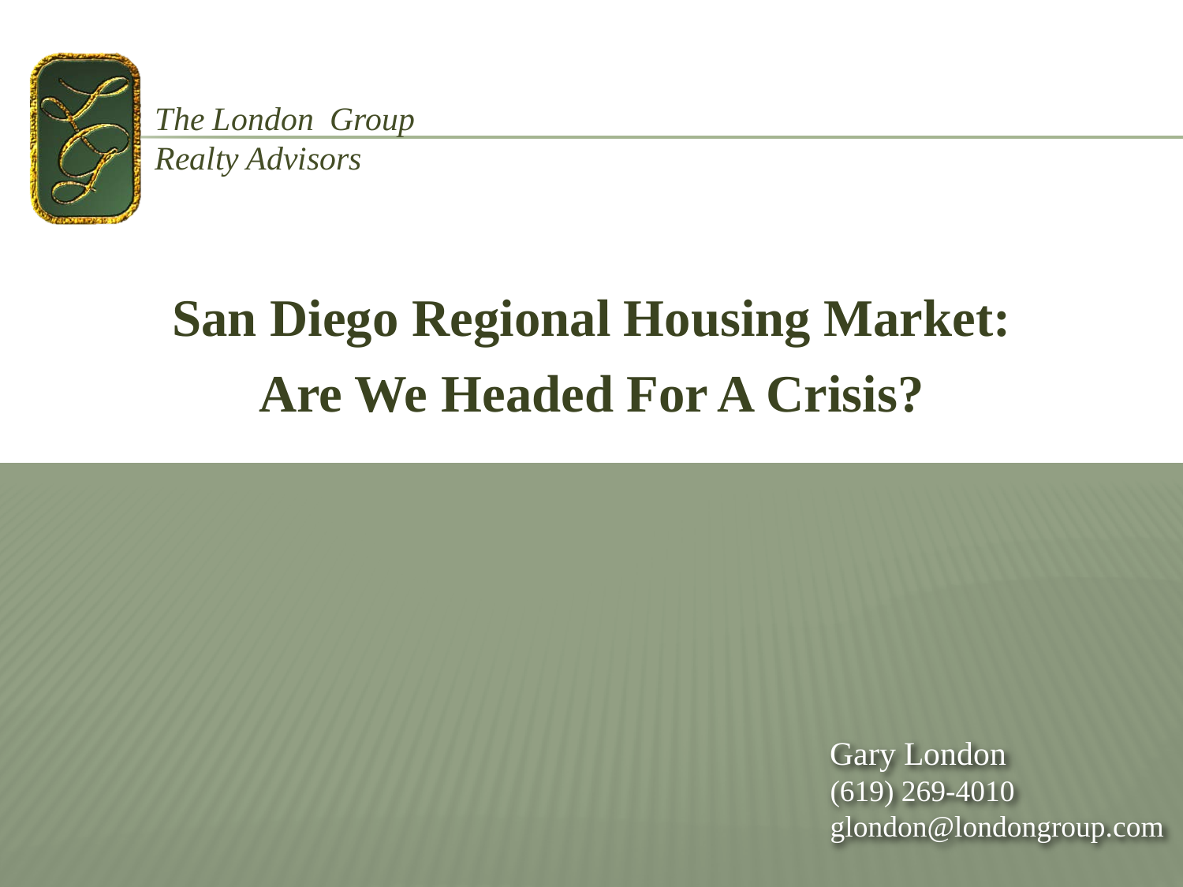*The London Group*
*Realty Advisors*

# San Diego Regional Housing Market: Are We Headed For A Crisis?

Gary London
(619) 269-4010
glondon@londongroup.com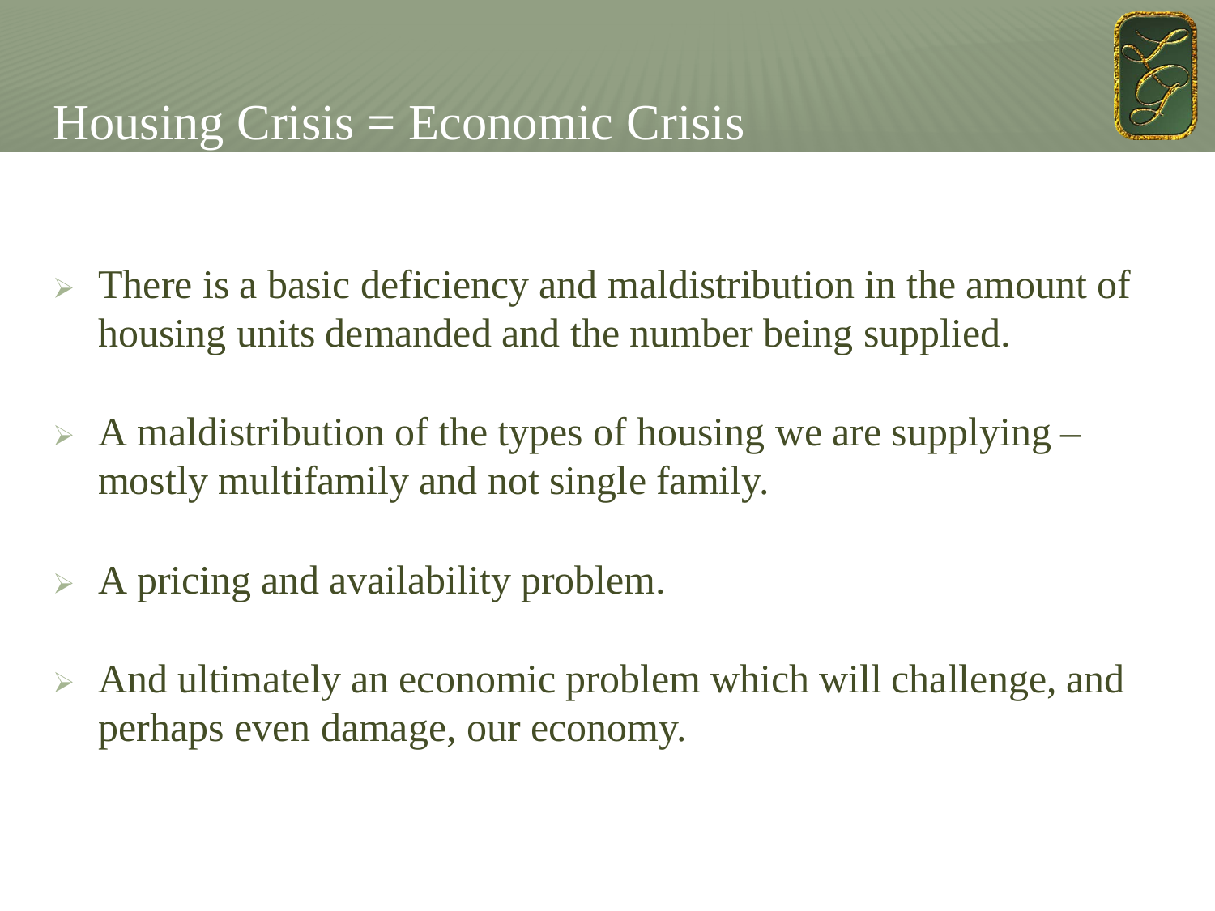# Housing Crisis = Economic Crisis

- There is a basic deficiency and maldistribution in the amount of housing units demanded and the number being supplied.
- A maldistribution of the types of housing we are supplying – mostly multifamily and not single family.
- A pricing and availability problem.
- And ultimately an economic problem which will challenge, and perhaps even damage, our economy.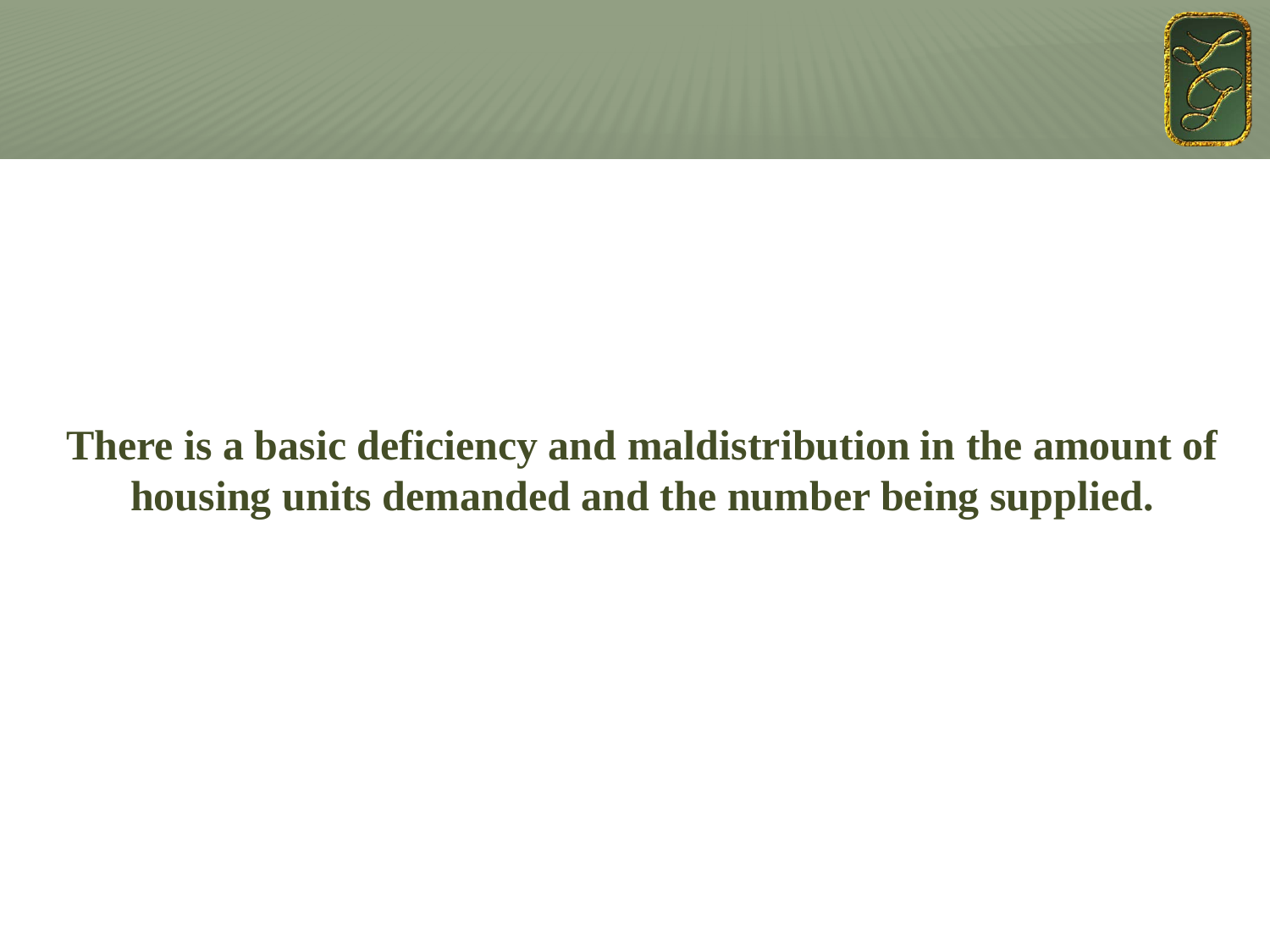**There is a basic deficiency and maldistribution in the amount of housing units demanded and the number being supplied.**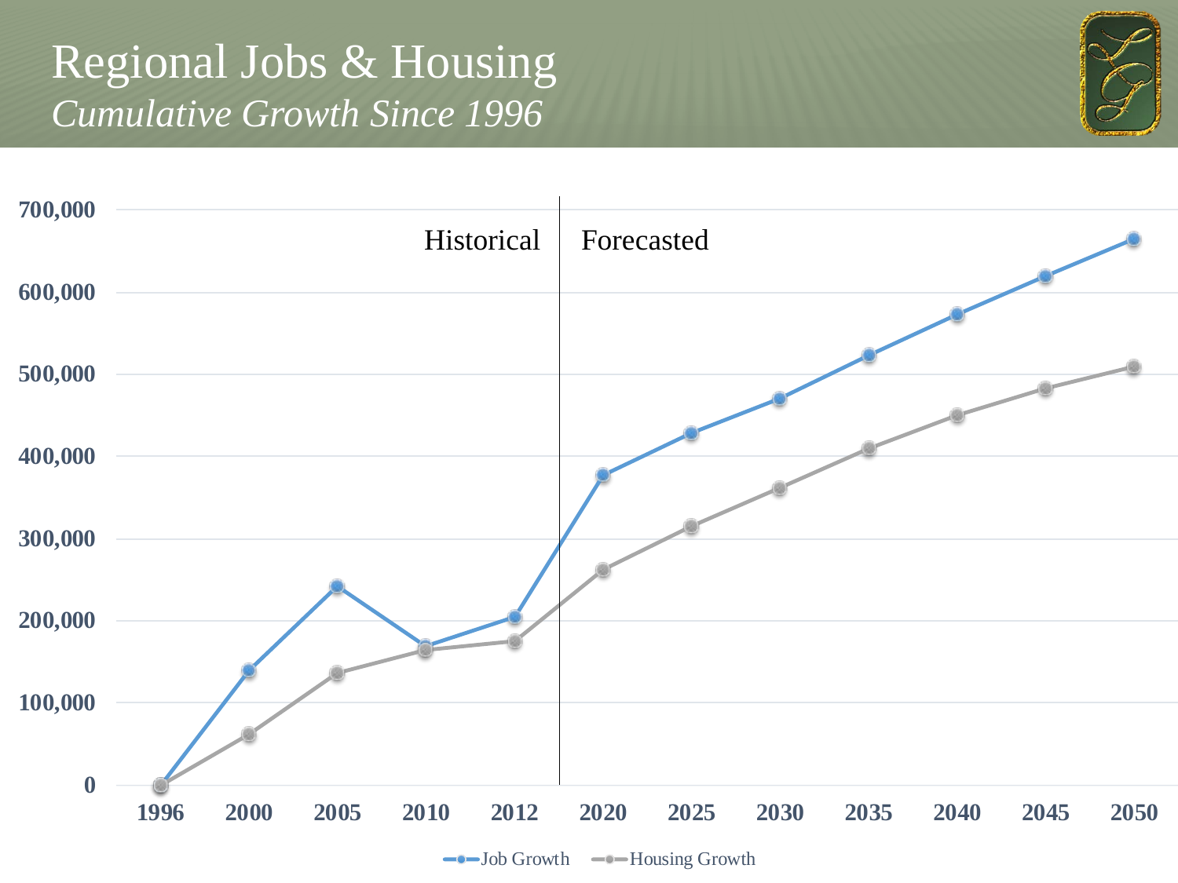# Regional Jobs & Housing

*Cumulative Growth Since 1996*

Historical | Forecasted

700,000
600,000
500,000
400,000
300,000
200,000
100,000
0

1996 2000 2005 2010 2012 2020 2025 2030 2035 2040 2045 2050

Job Growth — Housing Growth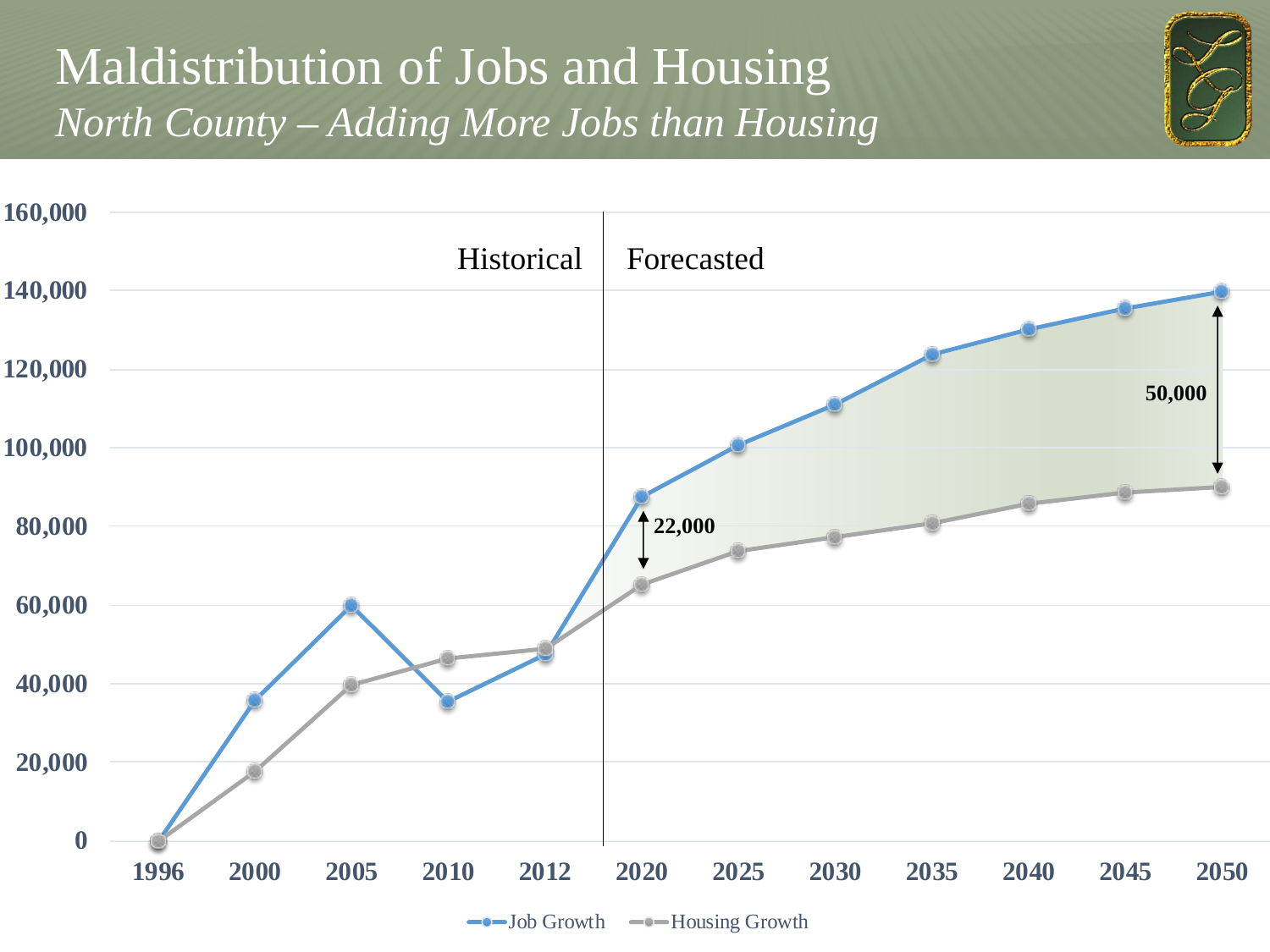# Maldistribution of Jobs and Housing

*North County – Adding More Jobs than Housing*

Historical | Forecasted

22,000

50,000

Job Growth — Housing Growth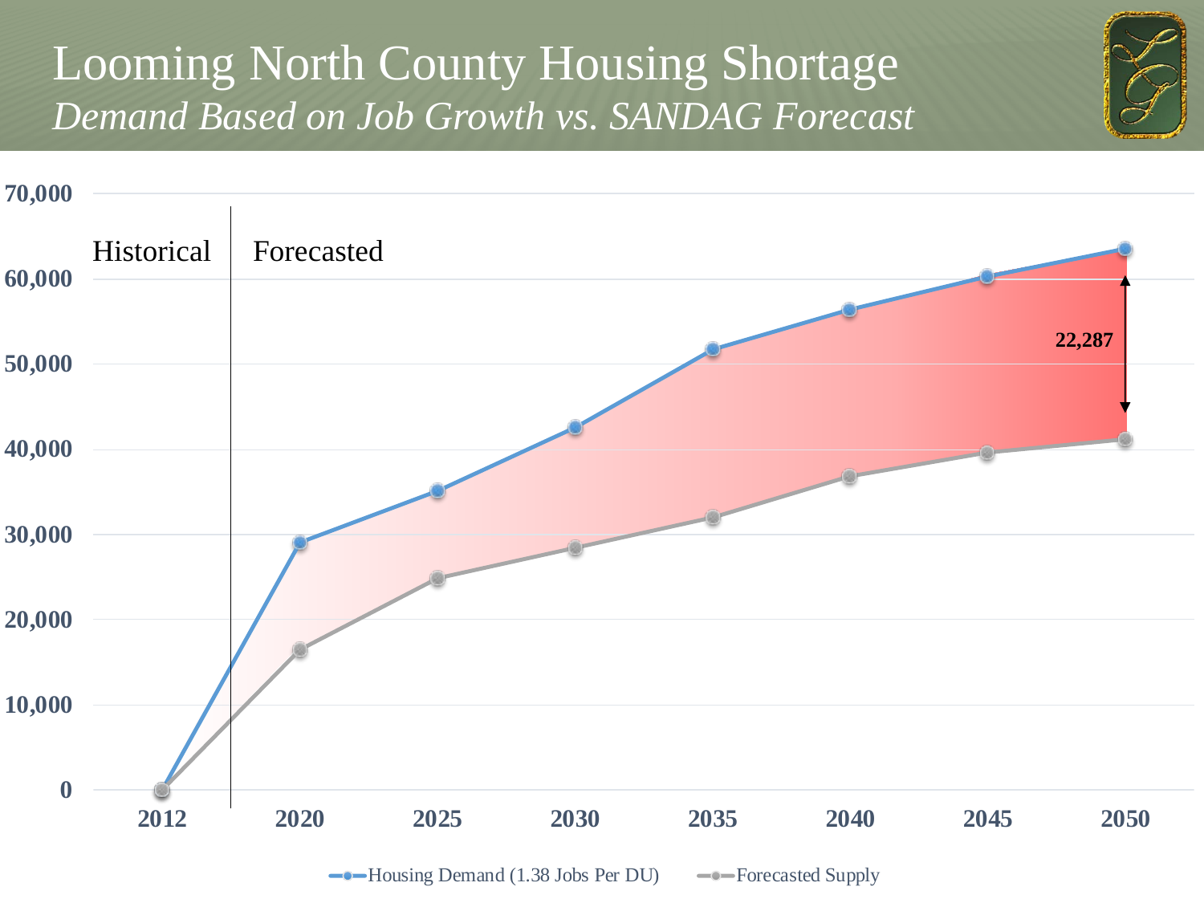# Looming North County Housing Shortage

*Demand Based on Job Growth vs. SANDAG Forecast*

Historical | Forecasted

70,000
60,000
50,000
40,000
30,000
20,000
10,000
0

22,287

2012 2020 2025 2030 2035 2040 2045 2050

Housing Demand (1.38 Jobs Per DU) — Forecasted Supply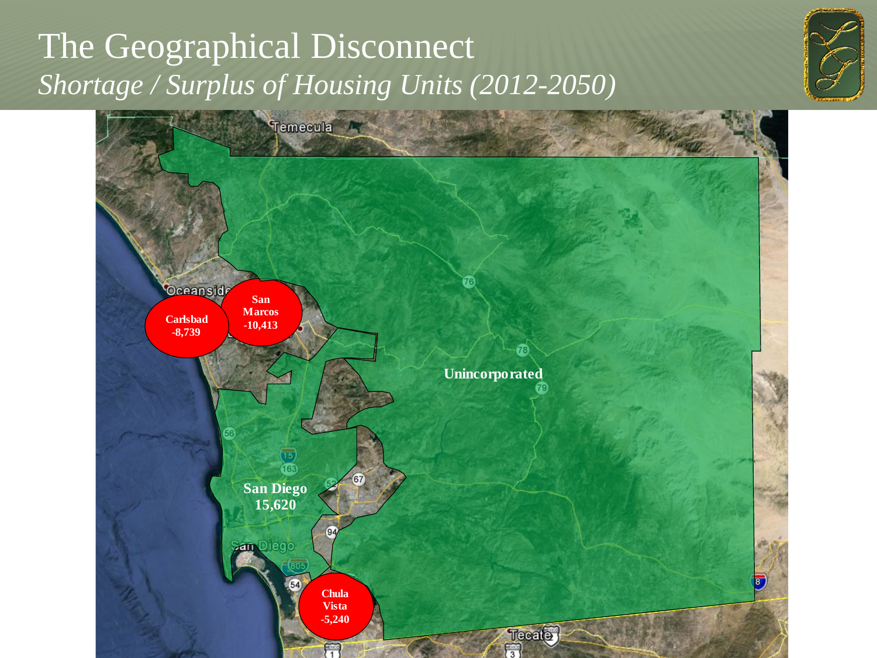# The Geographical Disconnect

*Shortage / Surplus of Housing Units (2012-2050)*

Carlsbad
-8,739

San Marcos
-10,413

Unincorporated

San Diego
15,620

Chula Vista
-5,240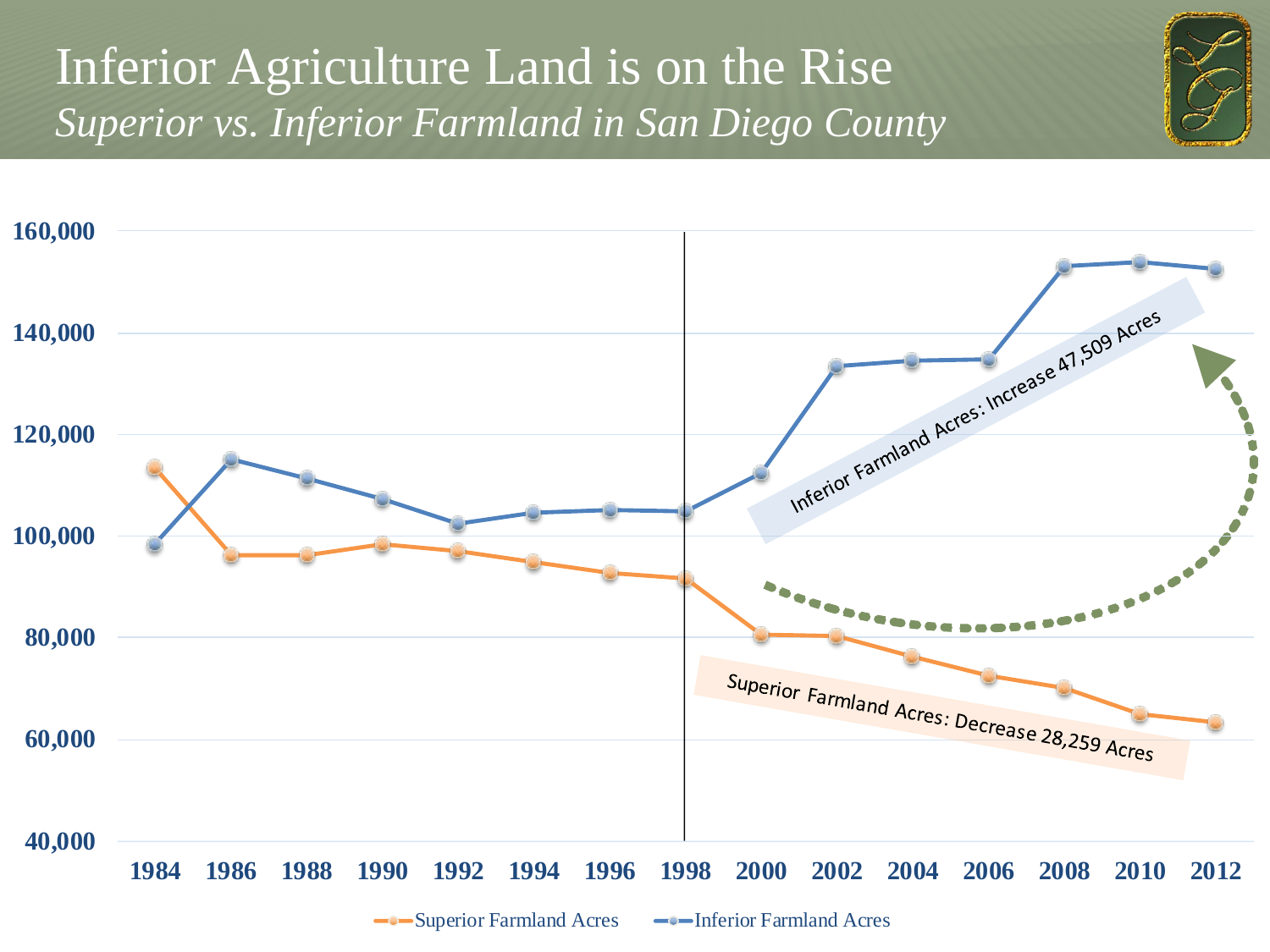# Inferior Agriculture Land is on the Rise

*Superior vs. Inferior Farmland in San Diego County*

Inferior Farmland Acres: Increase 47,509 Acres

Superior Farmland Acres: Decrease 28,259 Acres

Superior Farmland Acres — Inferior Farmland Acres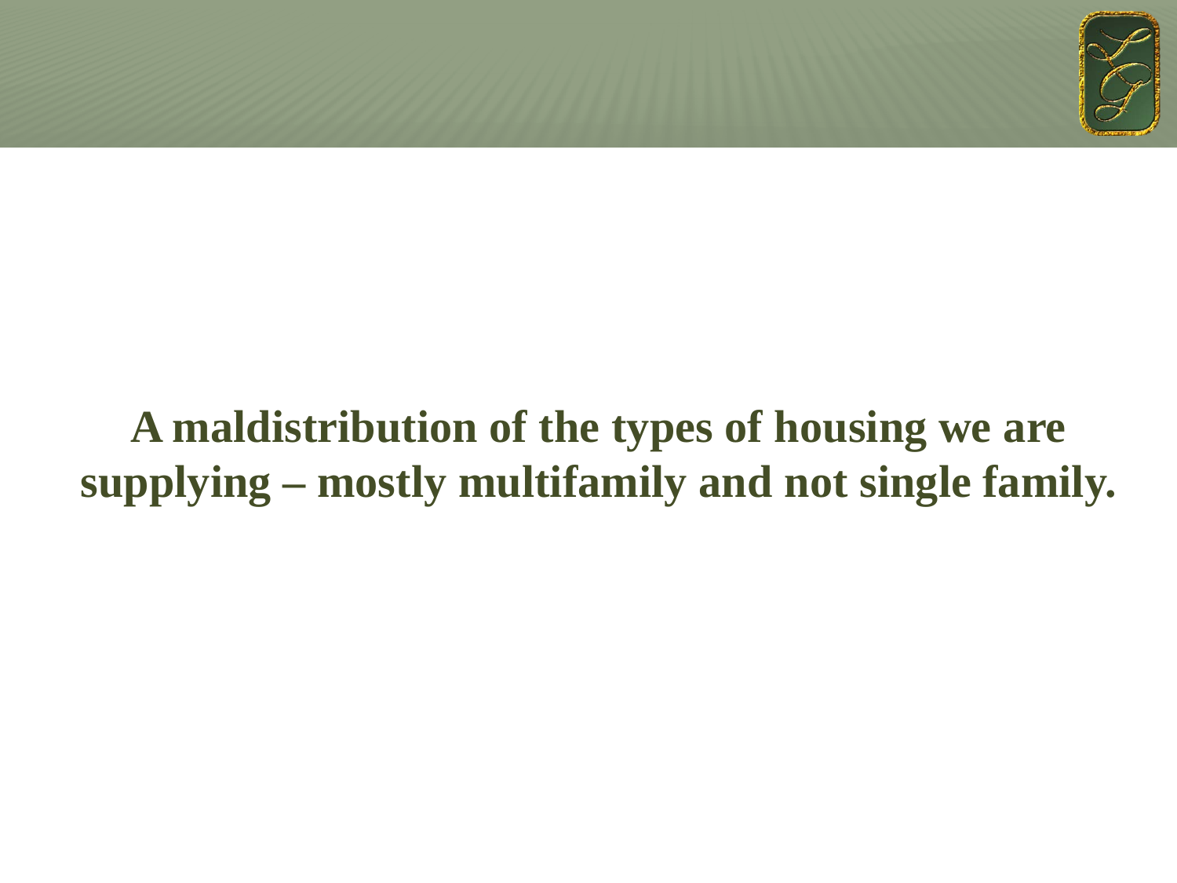**A maldistribution of the types of housing we are supplying – mostly multifamily and not single family.**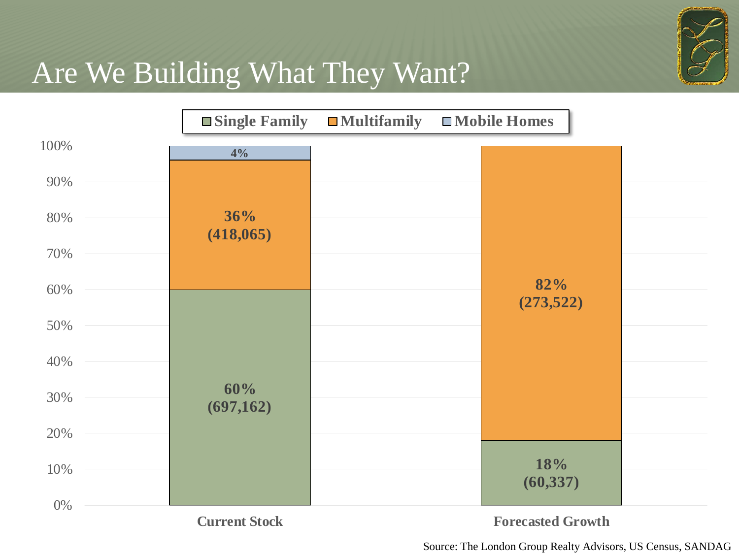# Are We Building What They Want?

| | Single Family | Multifamily | Mobile Homes |
|---|---|---|---|
| Current Stock | 60% (697,162) | 36% (418,065) | 4% |
| Forecasted Growth | 18% (60,337) | 82% (273,522) | |

Source: The London Group Realty Advisors, US Census, SANDAG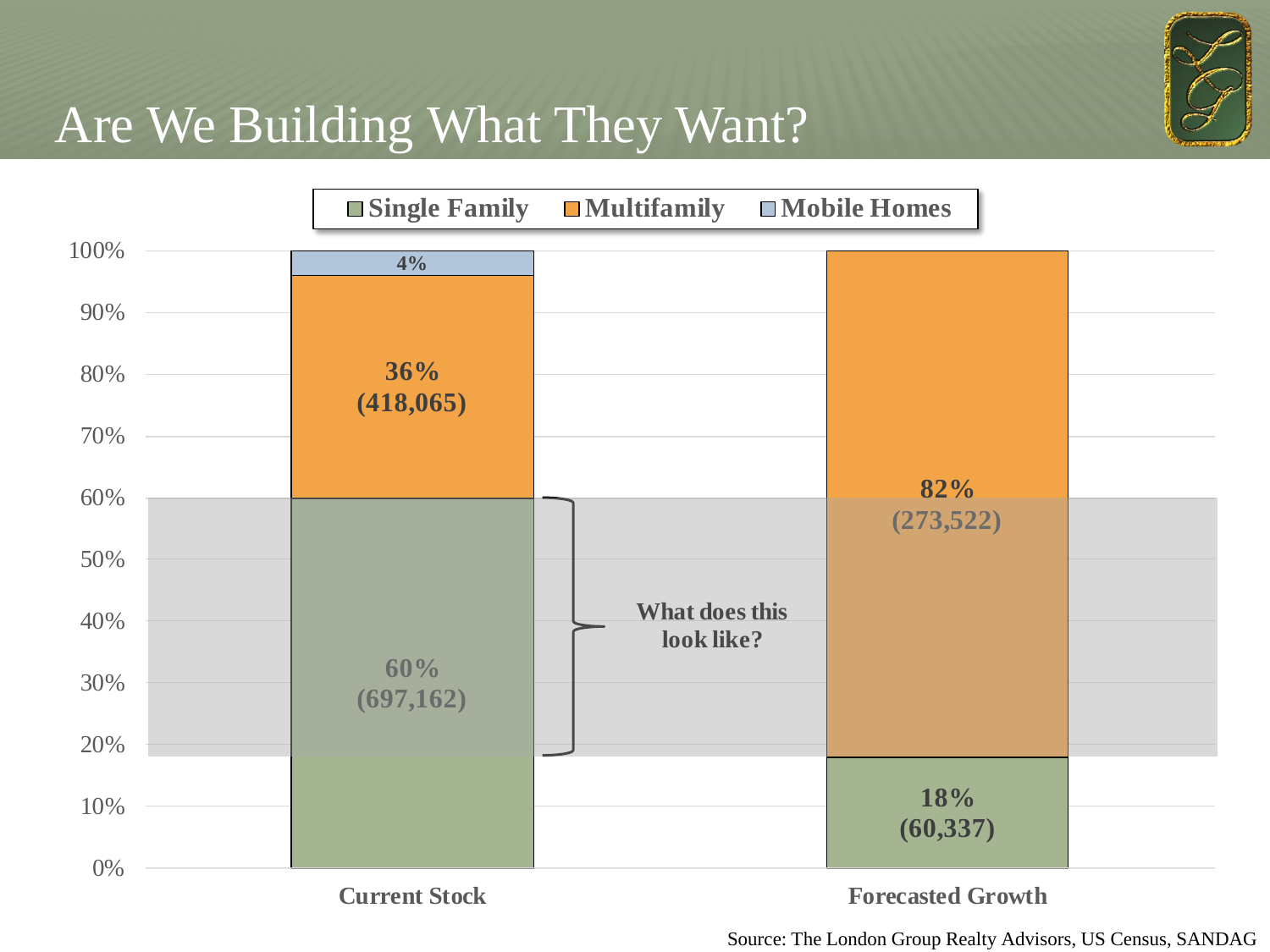# Are We Building What They Want?

| | Single Family | Multifamily | Mobile Homes |
|---|---|---|---|
| Current Stock | 60% (697,162) | 36% (418,065) | 4% |
| Forecasted Growth | 18% (60,337) | 82% (273,522) | |

What does this look like?

Source: The London Group Realty Advisors, US Census, SANDAG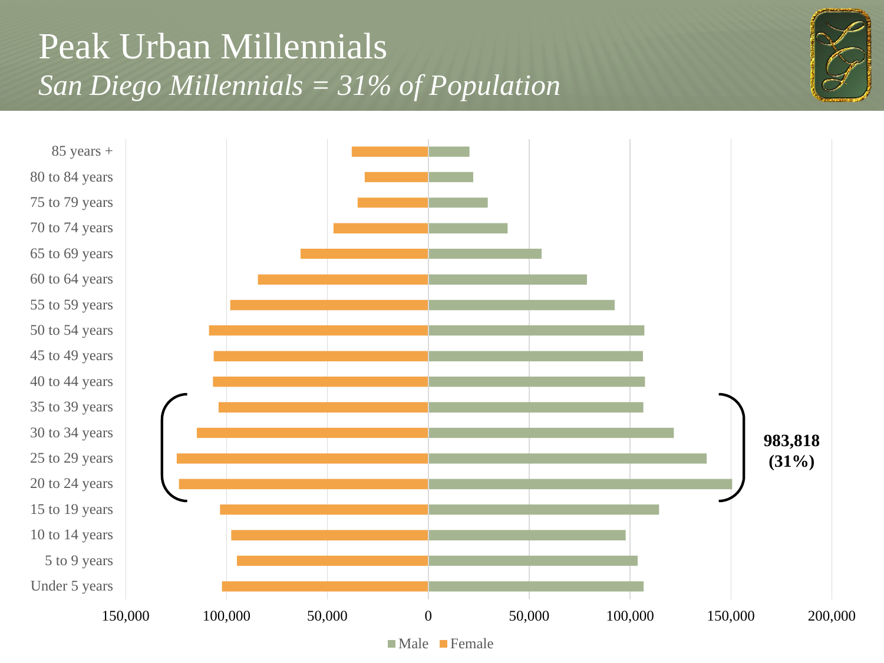# Peak Urban Millennials

*San Diego Millennials = 31% of Population*

85 years +
80 to 84 years
75 to 79 years
70 to 74 years
65 to 69 years
60 to 64 years
55 to 59 years
50 to 54 years
45 to 49 years
40 to 44 years
35 to 39 years
30 to 34 years
25 to 29 years
20 to 24 years
15 to 19 years
10 to 14 years
5 to 9 years
Under 5 years

150,000 100,000 50,000 0 50,000 100,000 150,000 200,000

**983,818 (31%)**

Male Female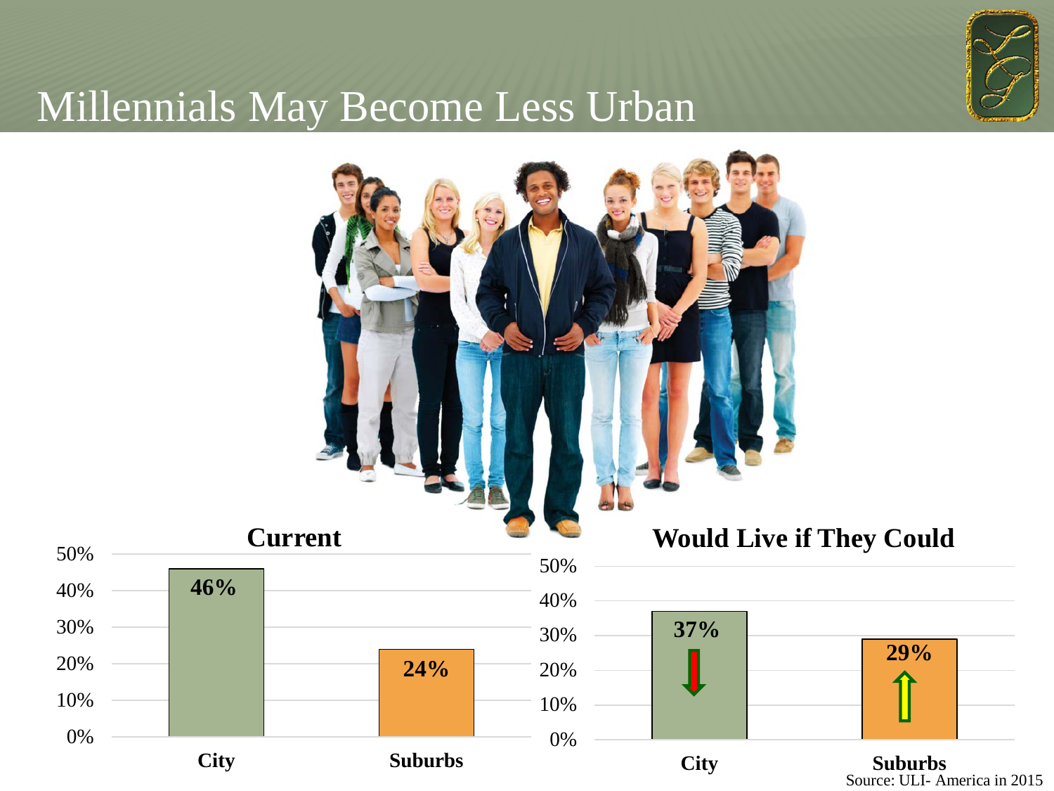# Millennials May Become Less Urban

### Current

| | Percentage |
|---|---|
| City | 46% |
| Suburbs | 24% |

### Would Live if They Could

| | Percentage |
|---|---|
| City | 37% |
| Suburbs | 29% |

Source: ULI- America in 2015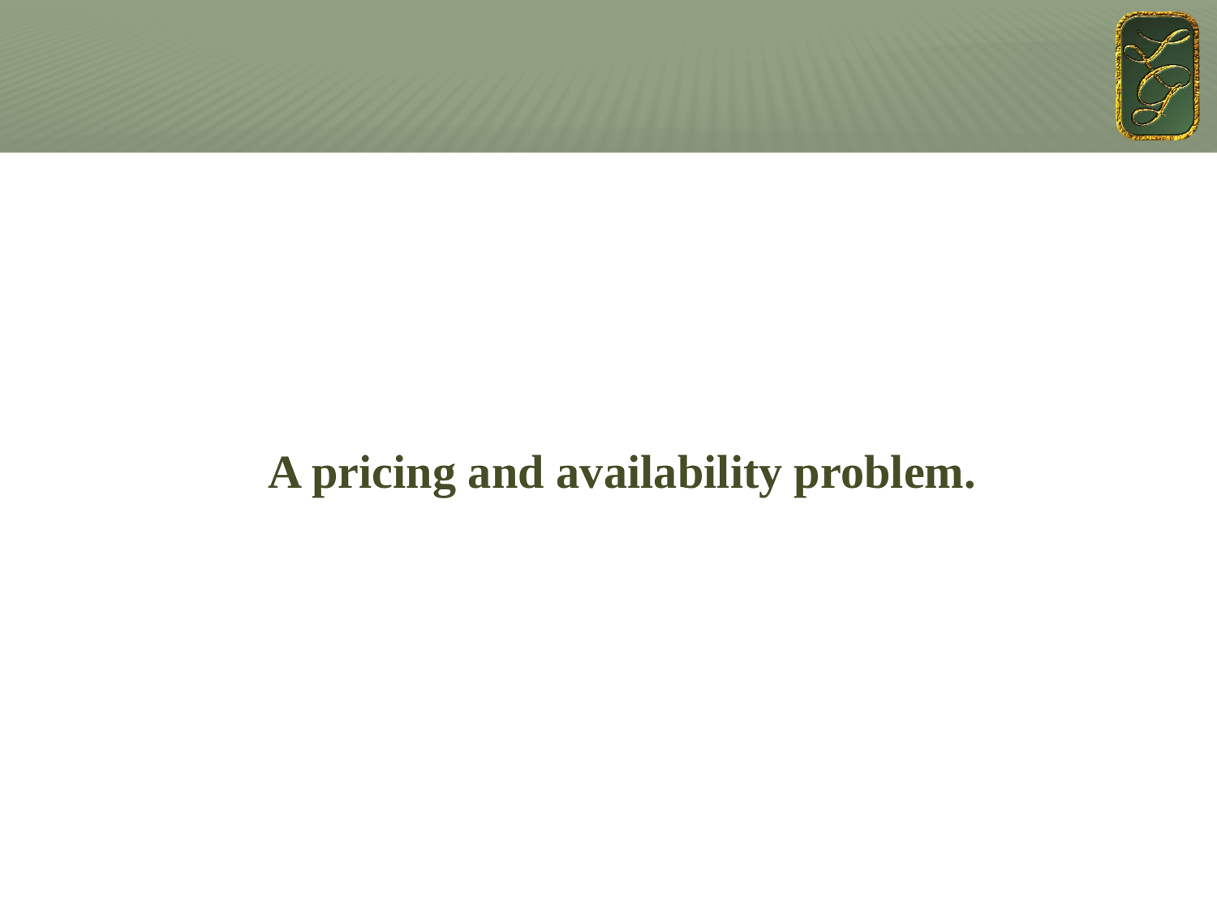**A pricing and availability problem.**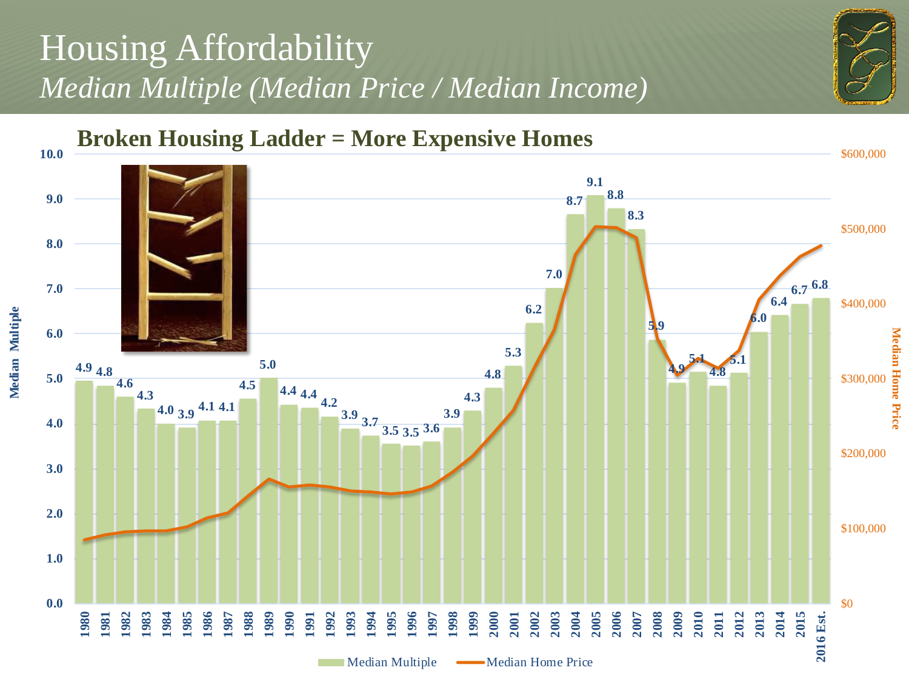# Housing Affordability

*Median Multiple (Median Price / Median Income)*

## Broken Housing Ladder = More Expensive Homes

| Year | Median Multiple |
|---|---|
| 1980 | 4.9 |
| 1981 | 4.8 |
| 1982 | 4.6 |
| 1983 | 4.3 |
| 1984 | 4.0 |
| 1985 | 3.9 |
| 1986 | 4.1 |
| 1987 | 4.1 |
| 1988 | 4.5 |
| 1989 | 5.0 |
| 1990 | 4.4 |
| 1991 | 4.4 |
| 1992 | 4.2 |
| 1993 | 3.9 |
| 1994 | 3.7 |
| 1995 | 3.5 |
| 1996 | 3.5 |
| 1997 | 3.6 |
| 1998 | 3.9 |
| 1999 | 4.3 |
| 2000 | 4.8 |
| 2001 | 5.3 |
| 2002 | 6.2 |
| 2003 | 7.0 |
| 2004 | 8.7 |
| 2005 | 9.1 |
| 2006 | 8.8 |
| 2007 | 8.3 |
| 2008 | 5.9 |
| 2009 | 4.9 |
| 2010 | 5.1 |
| 2011 | 4.8 |
| 2012 | 5.1 |
| 2013 | 6.0 |
| 2014 | 6.4 |
| 2015 | 6.7 |
| 2016 Est. | 6.8 |

Median Multiple | Median Home Price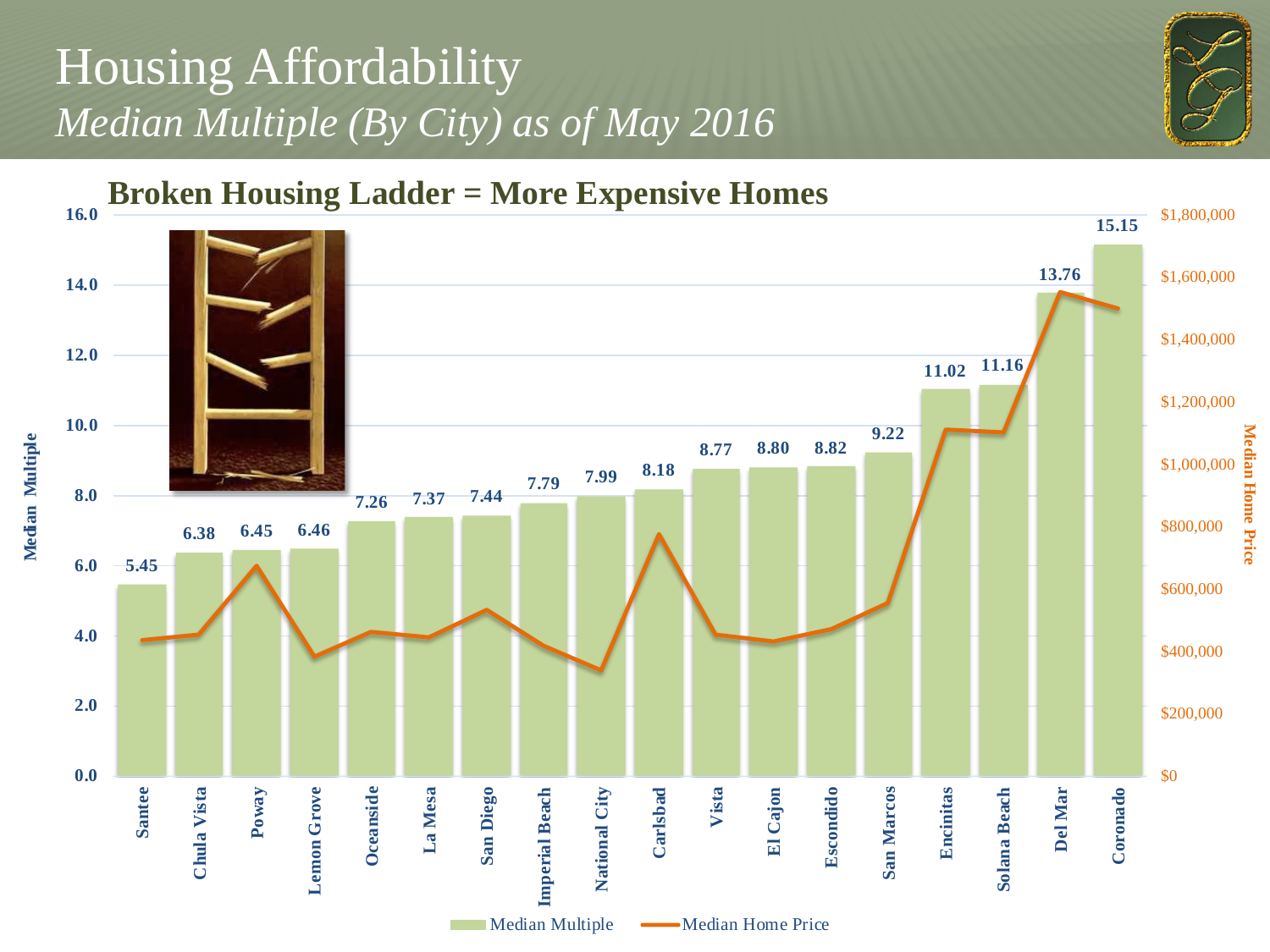# Housing Affordability

*Median Multiple (By City) as of May 2016*

## Broken Housing Ladder = More Expensive Homes

| City | Median Multiple |
|---|---|
| Santee | 5.45 |
| Chula Vista | 6.38 |
| Poway | 6.45 |
| Lemon Grove | 6.46 |
| Oceanside | 7.26 |
| La Mesa | 7.37 |
| San Diego | 7.44 |
| Imperial Beach | 7.79 |
| National City | 7.99 |
| Carlsbad | 8.18 |
| Vista | 8.77 |
| El Cajon | 8.80 |
| Escondido | 8.82 |
| San Marcos | 9.22 |
| Encinitas | 11.02 |
| Solana Beach | 11.16 |
| Del Mar | 13.76 |
| Coronado | 15.15 |

Median Multiple (left axis, 0.0–16.0) | Median Home Price (right axis, $0–$1,800,000)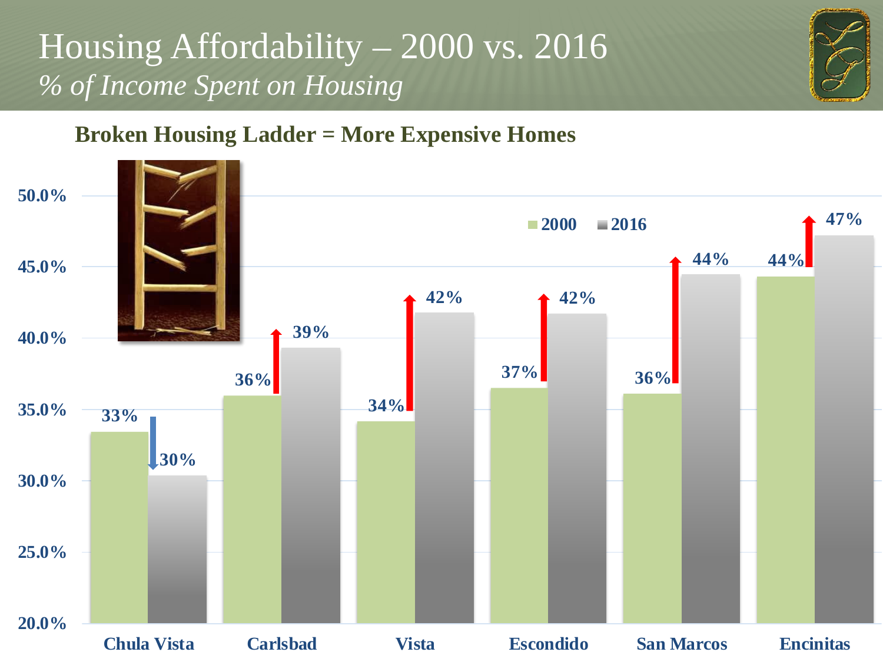# Housing Affordability – 2000 vs. 2016

*% of Income Spent on Housing*

## Broken Housing Ladder = More Expensive Homes

| City | 2000 | 2016 |
|---|---|---|
| Chula Vista | 33% | 30% |
| Carlsbad | 36% | 39% |
| Vista | 34% | 42% |
| Escondido | 37% | 42% |
| San Marcos | 36% | 44% |
| Encinitas | 44% | 47% |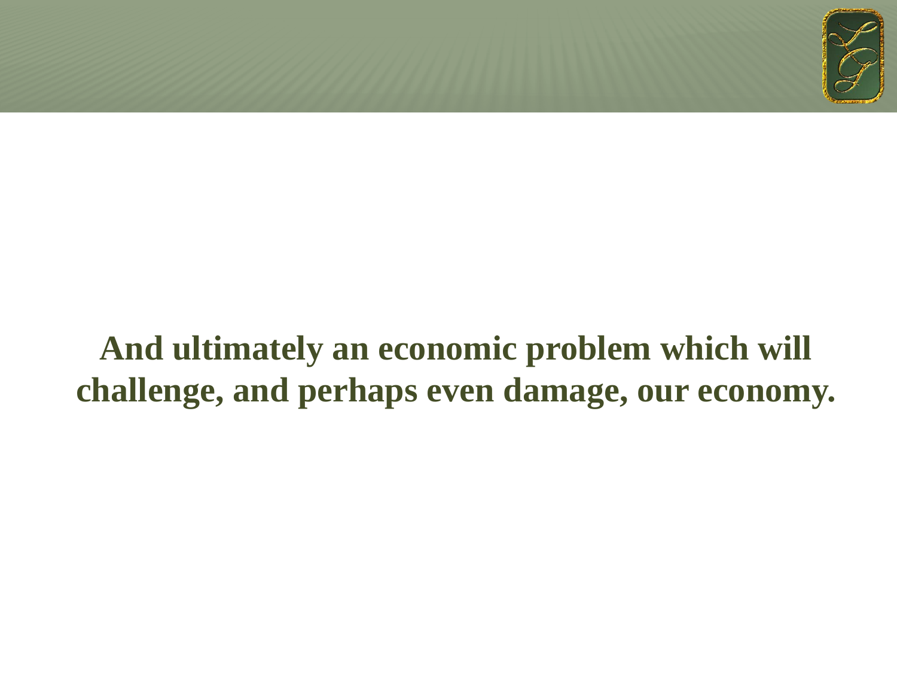**And ultimately an economic problem which will challenge, and perhaps even damage, our economy.**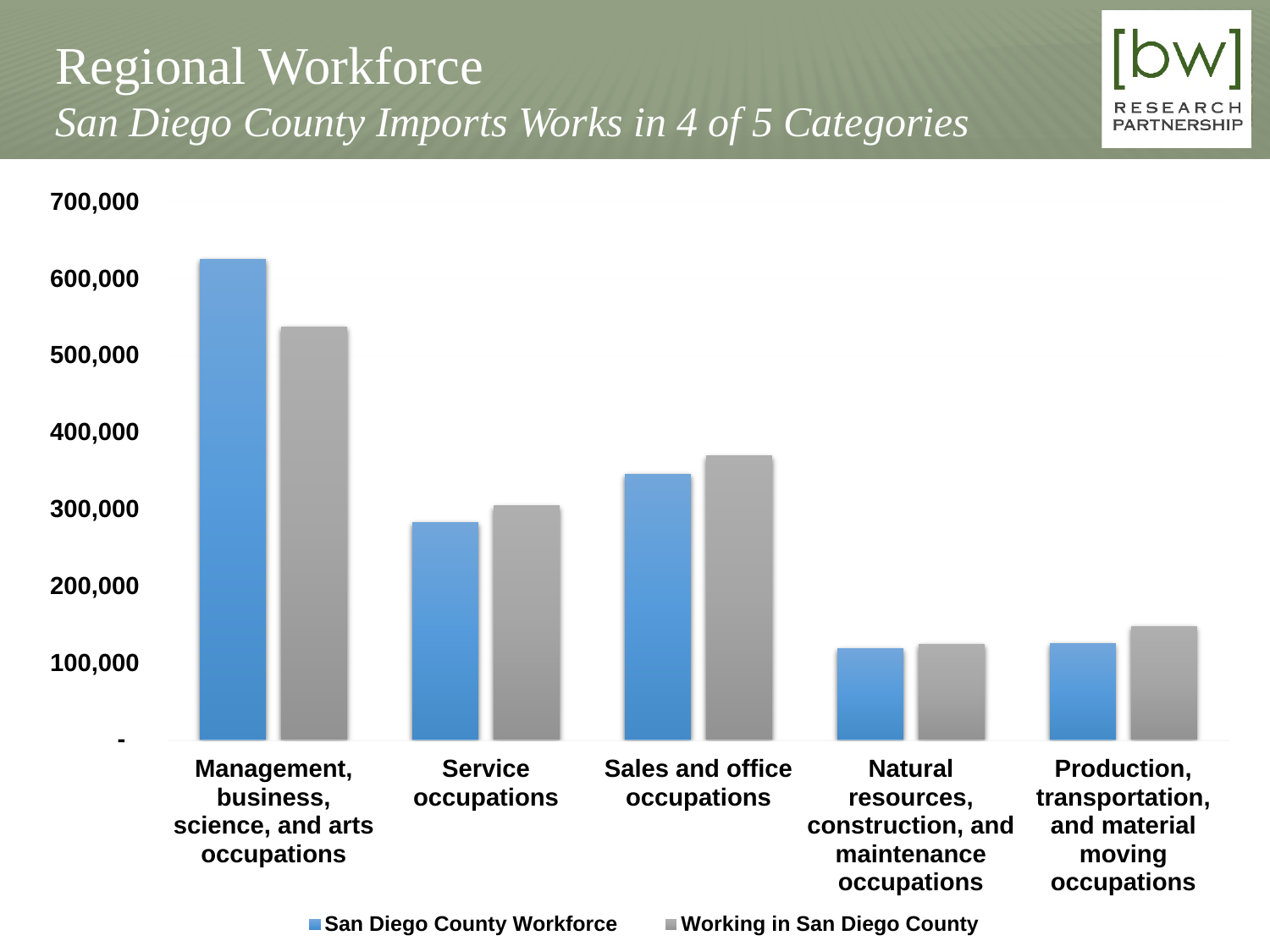# Regional Workforce

*San Diego County Imports Works in 4 of 5 Categories*

700,000

600,000

500,000

400,000

300,000

200,000

100,000

-

Management, business, science, and arts occupations

Service occupations

Sales and office occupations

Natural resources, construction, and maintenance occupations

Production, transportation, and material moving occupations

San Diego County Workforce

Working in San Diego County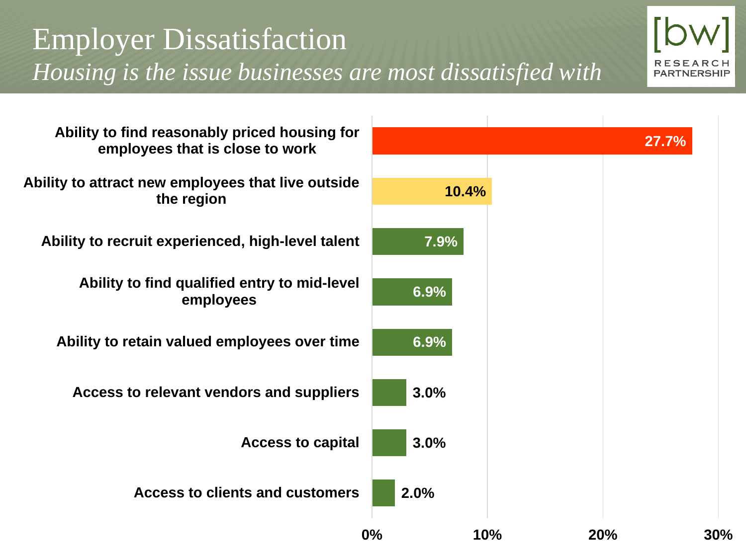# Employer Dissatisfaction

*Housing is the issue businesses are most dissatisfied with*

| Issue | Percent |
|---|---|
| Ability to find reasonably priced housing for employees that is close to work | 27.7% |
| Ability to attract new employees that live outside the region | 10.4% |
| Ability to recruit experienced, high-level talent | 7.9% |
| Ability to find qualified entry to mid-level employees | 6.9% |
| Ability to retain valued employees over time | 6.9% |
| Access to relevant vendors and suppliers | 3.0% |
| Access to capital | 3.0% |
| Access to clients and customers | 2.0% |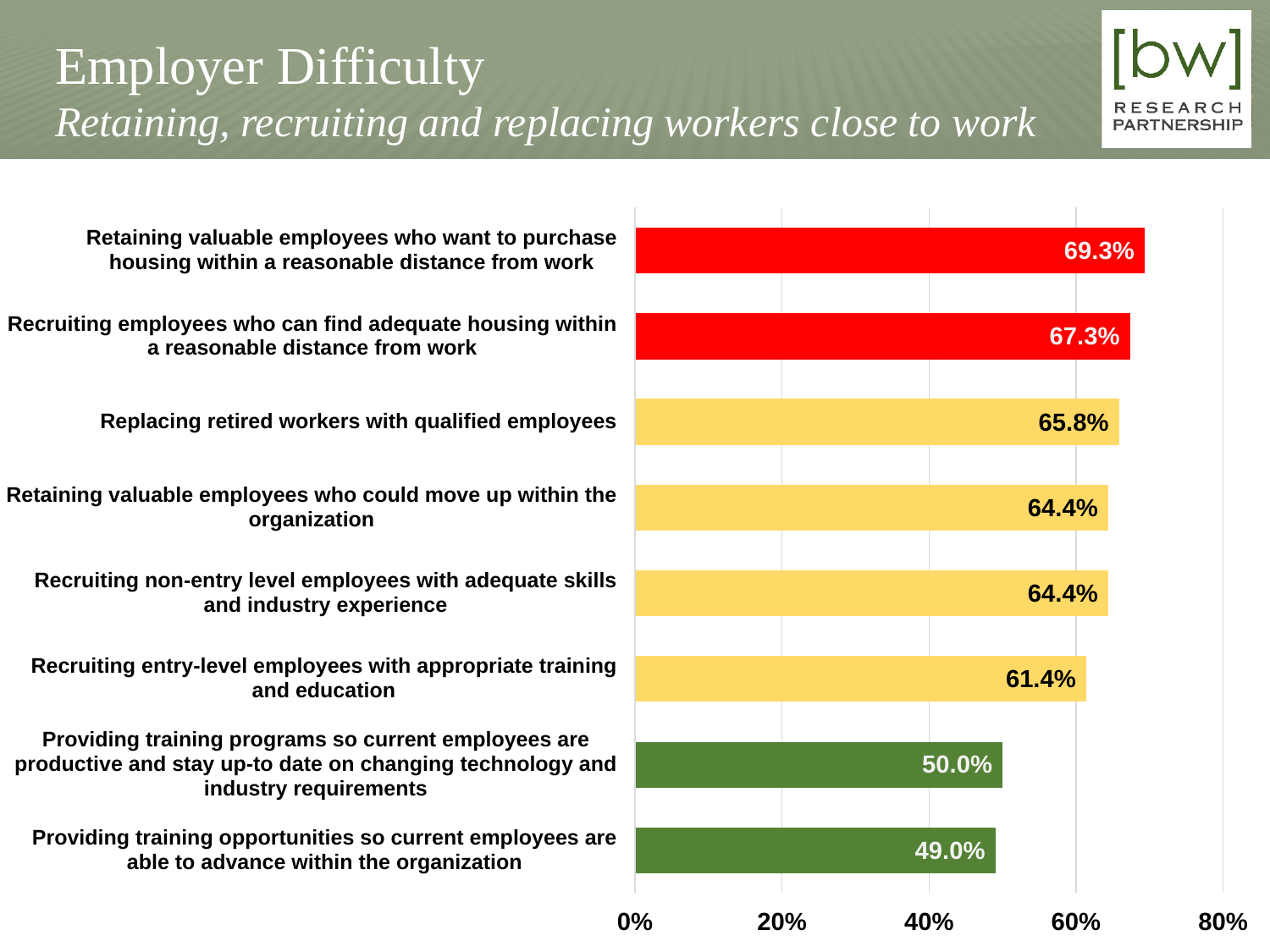# Employer Difficulty

*Retaining, recruiting and replacing workers close to work*

| Item | Percent |
|---|---|
| Retaining valuable employees who want to purchase housing within a reasonable distance from work | 69.3% |
| Recruiting employees who can find adequate housing within a reasonable distance from work | 67.3% |
| Replacing retired workers with qualified employees | 65.8% |
| Retaining valuable employees who could move up within the organization | 64.4% |
| Recruiting non-entry level employees with adequate skills and industry experience | 64.4% |
| Recruiting entry-level employees with appropriate training and education | 61.4% |
| Providing training programs so current employees are productive and stay up-to date on changing technology and industry requirements | 50.0% |
| Providing training opportunities so current employees are able to advance within the organization | 49.0% |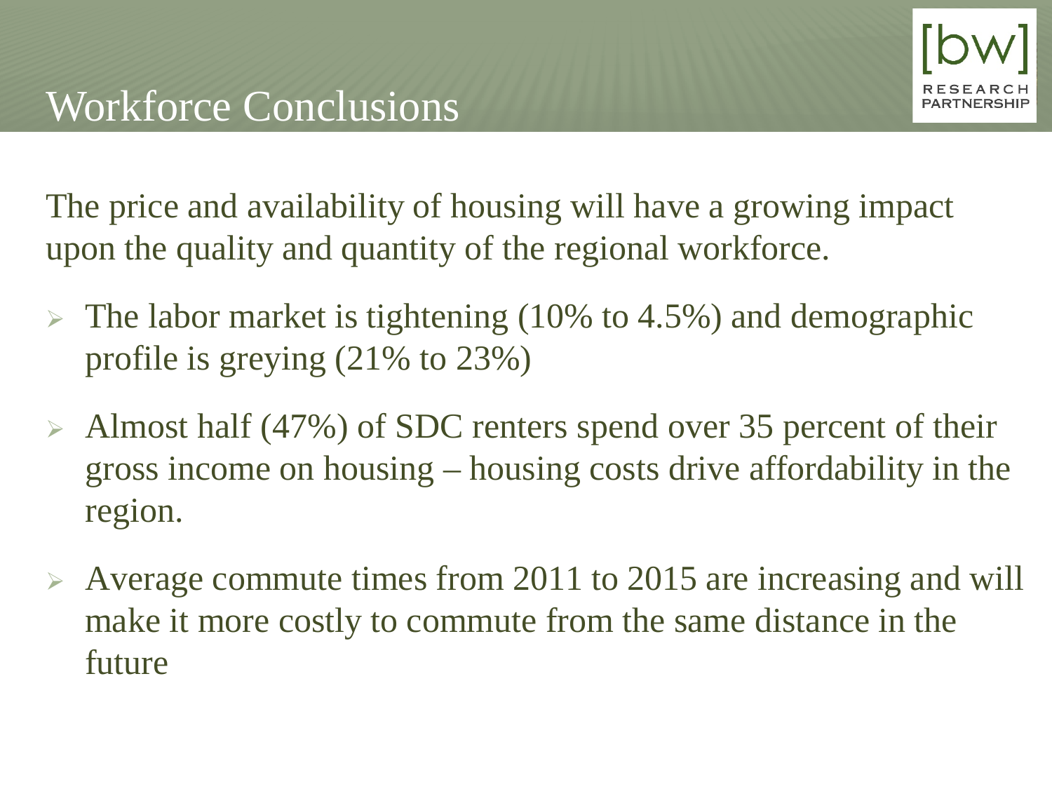# Workforce Conclusions

The price and availability of housing will have a growing impact upon the quality and quantity of the regional workforce.

- The labor market is tightening (10% to 4.5%) and demographic profile is greying (21% to 23%)
- Almost half (47%) of SDC renters spend over 35 percent of their gross income on housing – housing costs drive affordability in the region.
- Average commute times from 2011 to 2015 are increasing and will make it more costly to commute from the same distance in the future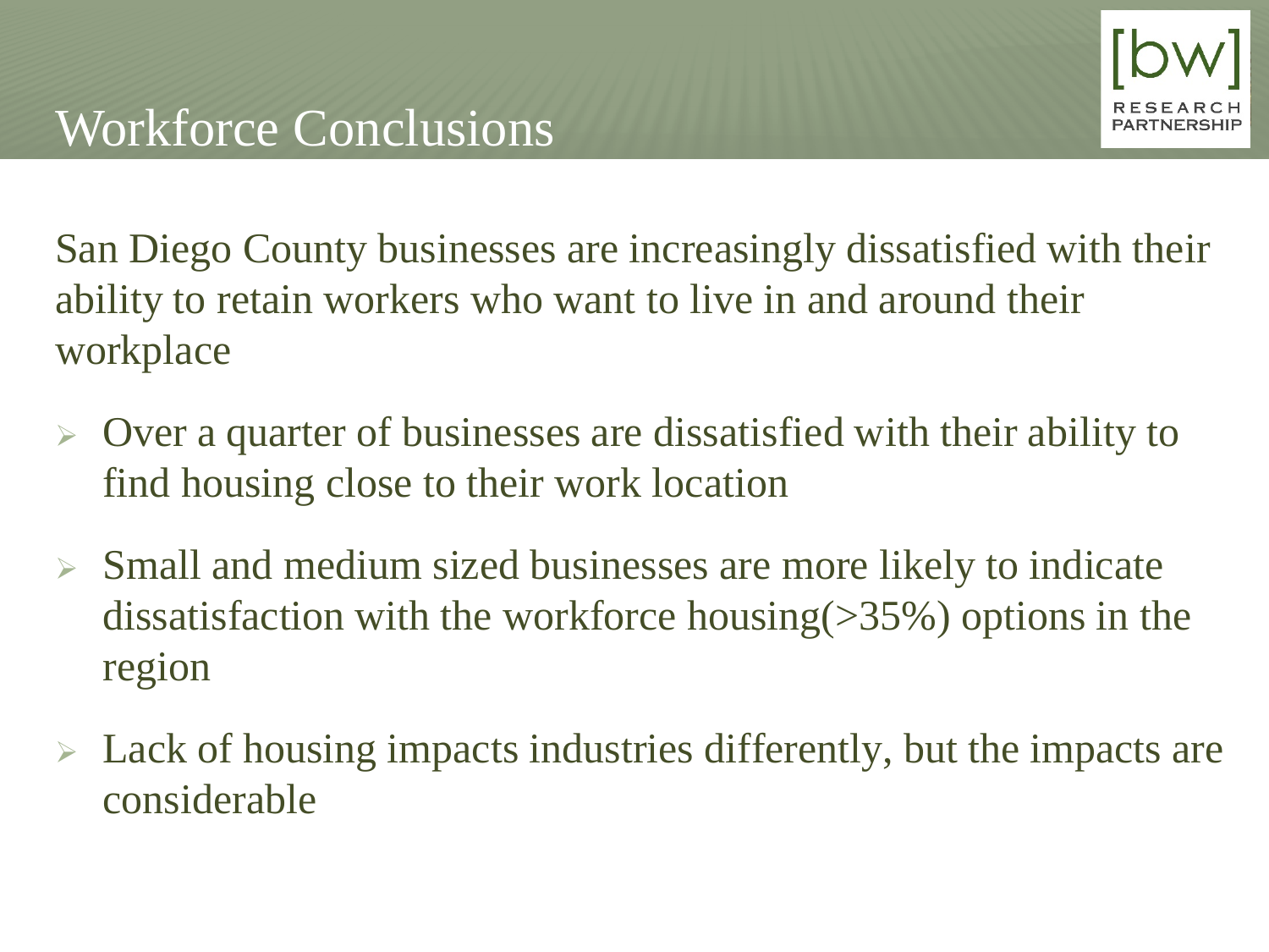# Workforce Conclusions

San Diego County businesses are increasingly dissatisfied with their ability to retain workers who want to live in and around their workplace

- Over a quarter of businesses are dissatisfied with their ability to find housing close to their work location
- Small and medium sized businesses are more likely to indicate dissatisfaction with the workforce housing(>35%) options in the region
- Lack of housing impacts industries differently, but the impacts are considerable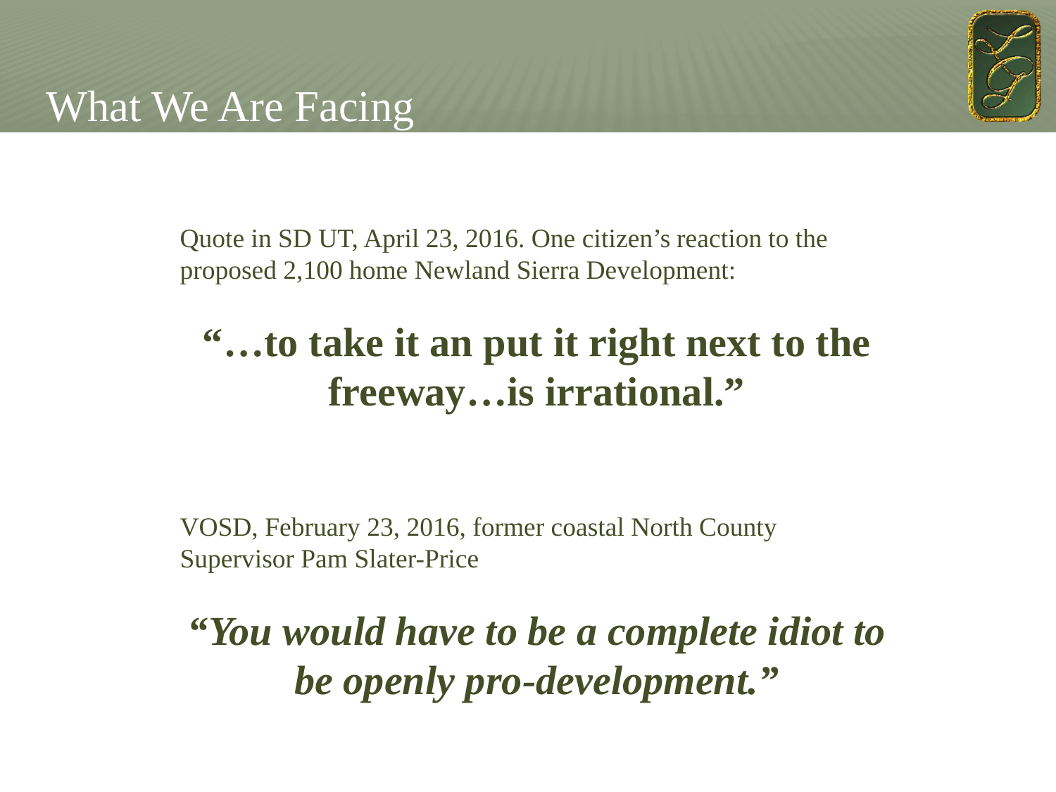# What We Are Facing

Quote in SD UT, April 23, 2016. One citizen's reaction to the proposed 2,100 home Newland Sierra Development:

**"…to take it an put it right next to the freeway…is irrational."**

VOSD, February 23, 2016, former coastal North County Supervisor Pam Slater-Price

***"You would have to be a complete idiot to be openly pro-development."***